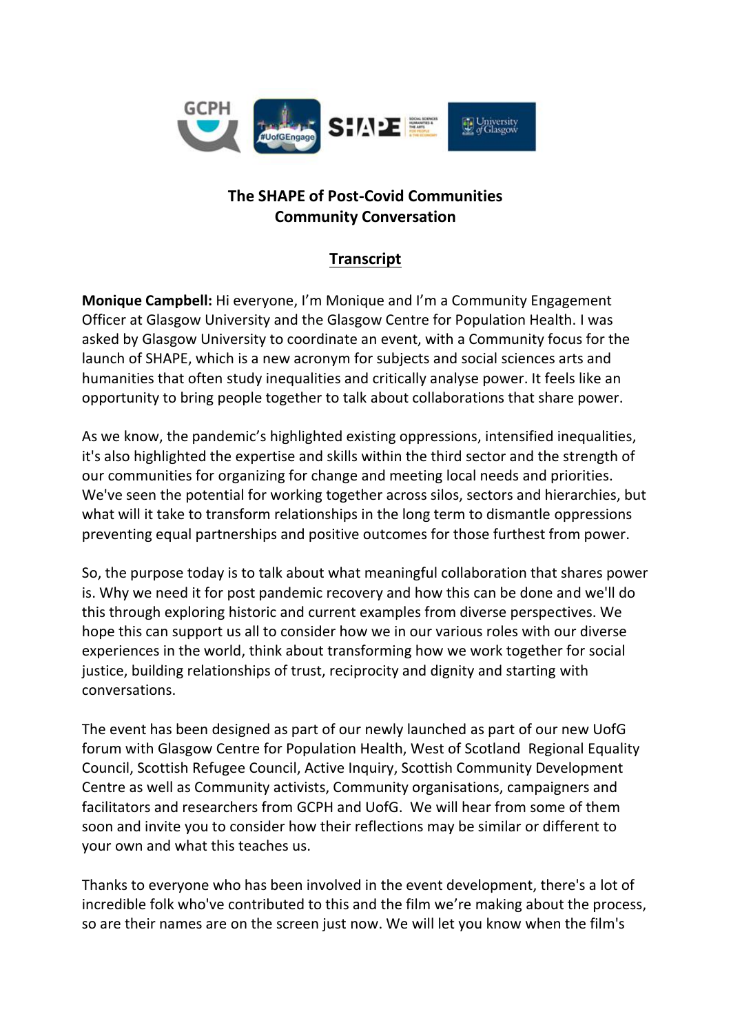**The SHAPE of Post-Covid Communities**
**Community Conversation**

**Transcript**

**Monique Campbell:** Hi everyone, I'm Monique and I'm a Community Engagement Officer at Glasgow University and the Glasgow Centre for Population Health. I was asked by Glasgow University to coordinate an event, with a Community focus for the launch of SHAPE, which is a new acronym for subjects and social sciences arts and humanities that often study inequalities and critically analyse power. It feels like an opportunity to bring people together to talk about collaborations that share power.

As we know, the pandemic's highlighted existing oppressions, intensified inequalities, it's also highlighted the expertise and skills within the third sector and the strength of our communities for organizing for change and meeting local needs and priorities. We've seen the potential for working together across silos, sectors and hierarchies, but what will it take to transform relationships in the long term to dismantle oppressions preventing equal partnerships and positive outcomes for those furthest from power.

So, the purpose today is to talk about what meaningful collaboration that shares power is. Why we need it for post pandemic recovery and how this can be done and we'll do this through exploring historic and current examples from diverse perspectives. We hope this can support us all to consider how we in our various roles with our diverse experiences in the world, think about transforming how we work together for social justice, building relationships of trust, reciprocity and dignity and starting with conversations.

The event has been designed as part of our newly launched as part of our new UofG forum with Glasgow Centre for Population Health, West of Scotland Regional Equality Council, Scottish Refugee Council, Active Inquiry, Scottish Community Development Centre as well as Community activists, Community organisations, campaigners and facilitators and researchers from GCPH and UofG. We will hear from some of them soon and invite you to consider how their reflections may be similar or different to your own and what this teaches us.

Thanks to everyone who has been involved in the event development, there's a lot of incredible folk who've contributed to this and the film we're making about the process, so are their names are on the screen just now. We will let you know when the film's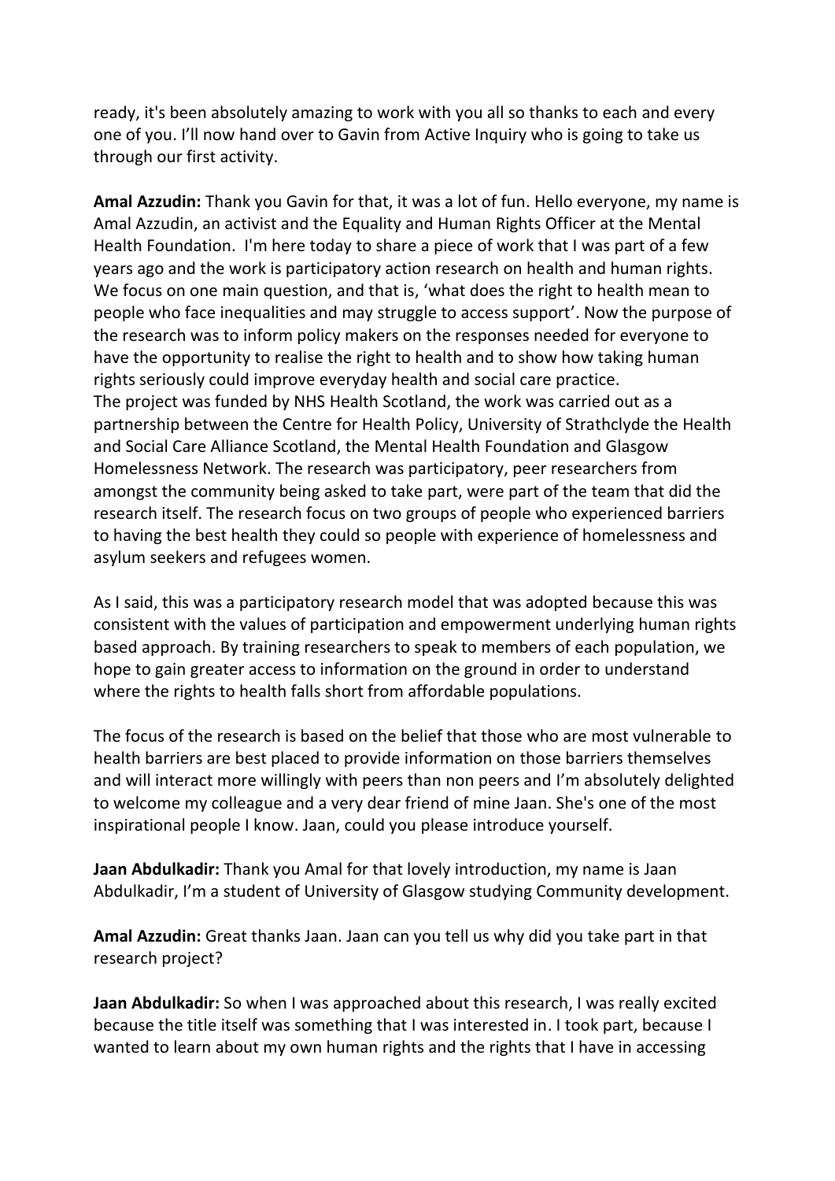ready, it's been absolutely amazing to work with you all so thanks to each and every one of you. I'll now hand over to Gavin from Active Inquiry who is going to take us through our first activity.

**Amal Azzudin:** Thank you Gavin for that, it was a lot of fun. Hello everyone, my name is Amal Azzudin, an activist and the Equality and Human Rights Officer at the Mental Health Foundation. I'm here today to share a piece of work that I was part of a few years ago and the work is participatory action research on health and human rights. We focus on one main question, and that is, 'what does the right to health mean to people who face inequalities and may struggle to access support'. Now the purpose of the research was to inform policy makers on the responses needed for everyone to have the opportunity to realise the right to health and to show how taking human rights seriously could improve everyday health and social care practice.
The project was funded by NHS Health Scotland, the work was carried out as a partnership between the Centre for Health Policy, University of Strathclyde the Health and Social Care Alliance Scotland, the Mental Health Foundation and Glasgow Homelessness Network. The research was participatory, peer researchers from amongst the community being asked to take part, were part of the team that did the research itself. The research focus on two groups of people who experienced barriers to having the best health they could so people with experience of homelessness and asylum seekers and refugees women.

As I said, this was a participatory research model that was adopted because this was consistent with the values of participation and empowerment underlying human rights based approach. By training researchers to speak to members of each population, we hope to gain greater access to information on the ground in order to understand where the rights to health falls short from affordable populations.

The focus of the research is based on the belief that those who are most vulnerable to health barriers are best placed to provide information on those barriers themselves and will interact more willingly with peers than non peers and I'm absolutely delighted to welcome my colleague and a very dear friend of mine Jaan. She's one of the most inspirational people I know. Jaan, could you please introduce yourself.

**Jaan Abdulkadir:** Thank you Amal for that lovely introduction, my name is Jaan Abdulkadir, I'm a student of University of Glasgow studying Community development.

**Amal Azzudin:** Great thanks Jaan. Jaan can you tell us why did you take part in that research project?

**Jaan Abdulkadir:** So when I was approached about this research, I was really excited because the title itself was something that I was interested in. I took part, because I wanted to learn about my own human rights and the rights that I have in accessing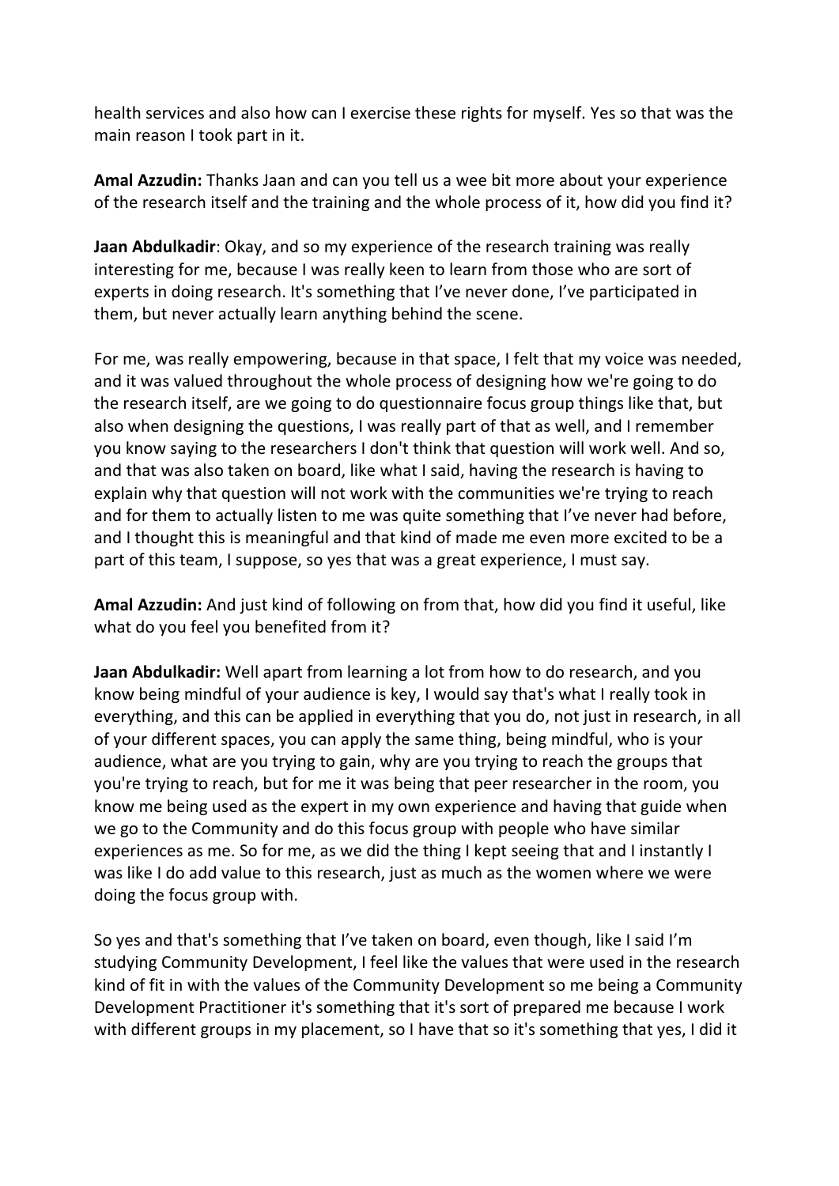health services and also how can I exercise these rights for myself. Yes so that was the main reason I took part in it.

**Amal Azzudin:** Thanks Jaan and can you tell us a wee bit more about your experience of the research itself and the training and the whole process of it, how did you find it?

**Jaan Abdulkadir**: Okay, and so my experience of the research training was really interesting for me, because I was really keen to learn from those who are sort of experts in doing research. It's something that I've never done, I've participated in them, but never actually learn anything behind the scene.

For me, was really empowering, because in that space, I felt that my voice was needed, and it was valued throughout the whole process of designing how we're going to do the research itself, are we going to do questionnaire focus group things like that, but also when designing the questions, I was really part of that as well, and I remember you know saying to the researchers I don't think that question will work well. And so, and that was also taken on board, like what I said, having the research is having to explain why that question will not work with the communities we're trying to reach and for them to actually listen to me was quite something that I've never had before, and I thought this is meaningful and that kind of made me even more excited to be a part of this team, I suppose, so yes that was a great experience, I must say.

**Amal Azzudin:** And just kind of following on from that, how did you find it useful, like what do you feel you benefited from it?

**Jaan Abdulkadir:** Well apart from learning a lot from how to do research, and you know being mindful of your audience is key, I would say that's what I really took in everything, and this can be applied in everything that you do, not just in research, in all of your different spaces, you can apply the same thing, being mindful, who is your audience, what are you trying to gain, why are you trying to reach the groups that you're trying to reach, but for me it was being that peer researcher in the room, you know me being used as the expert in my own experience and having that guide when we go to the Community and do this focus group with people who have similar experiences as me. So for me, as we did the thing I kept seeing that and I instantly I was like I do add value to this research, just as much as the women where we were doing the focus group with.

So yes and that's something that I've taken on board, even though, like I said I'm studying Community Development, I feel like the values that were used in the research kind of fit in with the values of the Community Development so me being a Community Development Practitioner it's something that it's sort of prepared me because I work with different groups in my placement, so I have that so it's something that yes, I did it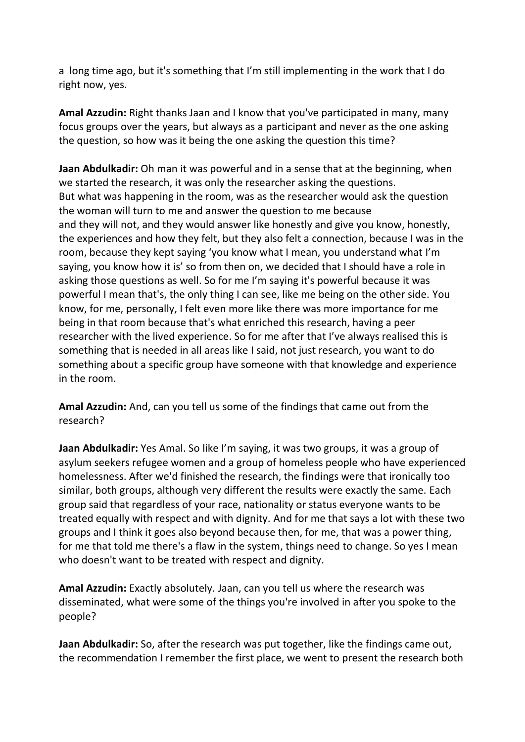a long time ago, but it's something that I'm still implementing in the work that I do right now, yes.

**Amal Azzudin:** Right thanks Jaan and I know that you've participated in many, many focus groups over the years, but always as a participant and never as the one asking the question, so how was it being the one asking the question this time?

**Jaan Abdulkadir:** Oh man it was powerful and in a sense that at the beginning, when we started the research, it was only the researcher asking the questions. But what was happening in the room, was as the researcher would ask the question the woman will turn to me and answer the question to me because and they will not, and they would answer like honestly and give you know, honestly, the experiences and how they felt, but they also felt a connection, because I was in the room, because they kept saying 'you know what I mean, you understand what I'm saying, you know how it is' so from then on, we decided that I should have a role in asking those questions as well. So for me I'm saying it's powerful because it was powerful I mean that's, the only thing I can see, like me being on the other side. You know, for me, personally, I felt even more like there was more importance for me being in that room because that's what enriched this research, having a peer researcher with the lived experience. So for me after that I've always realised this is something that is needed in all areas like I said, not just research, you want to do something about a specific group have someone with that knowledge and experience in the room.

**Amal Azzudin:** And, can you tell us some of the findings that came out from the research?

**Jaan Abdulkadir:** Yes Amal. So like I'm saying, it was two groups, it was a group of asylum seekers refugee women and a group of homeless people who have experienced homelessness. After we'd finished the research, the findings were that ironically too similar, both groups, although very different the results were exactly the same. Each group said that regardless of your race, nationality or status everyone wants to be treated equally with respect and with dignity. And for me that says a lot with these two groups and I think it goes also beyond because then, for me, that was a power thing, for me that told me there's a flaw in the system, things need to change. So yes I mean who doesn't want to be treated with respect and dignity.

**Amal Azzudin:** Exactly absolutely. Jaan, can you tell us where the research was disseminated, what were some of the things you're involved in after you spoke to the people?

**Jaan Abdulkadir:** So, after the research was put together, like the findings came out, the recommendation I remember the first place, we went to present the research both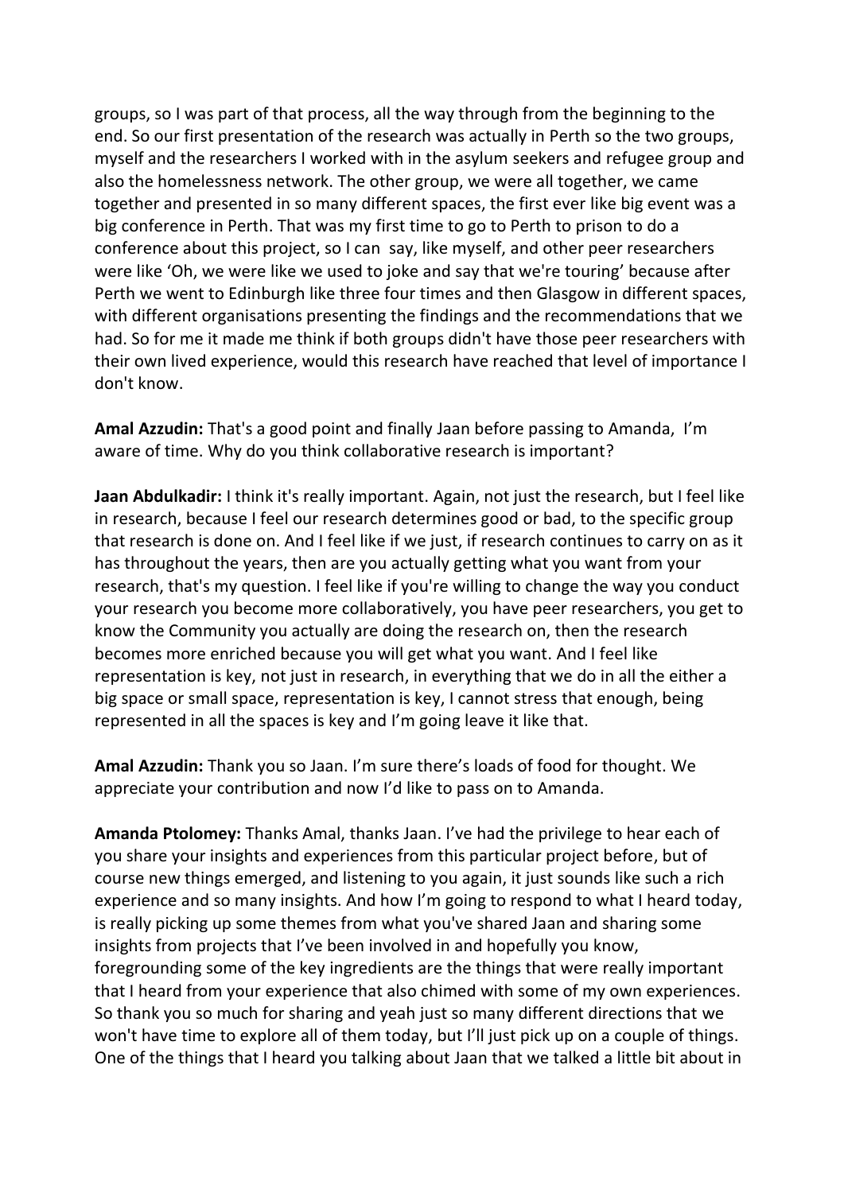groups, so I was part of that process, all the way through from the beginning to the end. So our first presentation of the research was actually in Perth so the two groups, myself and the researchers I worked with in the asylum seekers and refugee group and also the homelessness network. The other group, we were all together, we came together and presented in so many different spaces, the first ever like big event was a big conference in Perth. That was my first time to go to Perth to prison to do a conference about this project, so I can say, like myself, and other peer researchers were like 'Oh, we were like we used to joke and say that we're touring' because after Perth we went to Edinburgh like three four times and then Glasgow in different spaces, with different organisations presenting the findings and the recommendations that we had. So for me it made me think if both groups didn't have those peer researchers with their own lived experience, would this research have reached that level of importance I don't know.

**Amal Azzudin:** That's a good point and finally Jaan before passing to Amanda, I'm aware of time. Why do you think collaborative research is important?

**Jaan Abdulkadir:** I think it's really important. Again, not just the research, but I feel like in research, because I feel our research determines good or bad, to the specific group that research is done on. And I feel like if we just, if research continues to carry on as it has throughout the years, then are you actually getting what you want from your research, that's my question. I feel like if you're willing to change the way you conduct your research you become more collaboratively, you have peer researchers, you get to know the Community you actually are doing the research on, then the research becomes more enriched because you will get what you want. And I feel like representation is key, not just in research, in everything that we do in all the either a big space or small space, representation is key, I cannot stress that enough, being represented in all the spaces is key and I'm going leave it like that.

**Amal Azzudin:** Thank you so Jaan. I'm sure there's loads of food for thought. We appreciate your contribution and now I'd like to pass on to Amanda.

**Amanda Ptolomey:** Thanks Amal, thanks Jaan. I've had the privilege to hear each of you share your insights and experiences from this particular project before, but of course new things emerged, and listening to you again, it just sounds like such a rich experience and so many insights. And how I'm going to respond to what I heard today, is really picking up some themes from what you've shared Jaan and sharing some insights from projects that I've been involved in and hopefully you know, foregrounding some of the key ingredients are the things that were really important that I heard from your experience that also chimed with some of my own experiences. So thank you so much for sharing and yeah just so many different directions that we won't have time to explore all of them today, but I'll just pick up on a couple of things. One of the things that I heard you talking about Jaan that we talked a little bit about in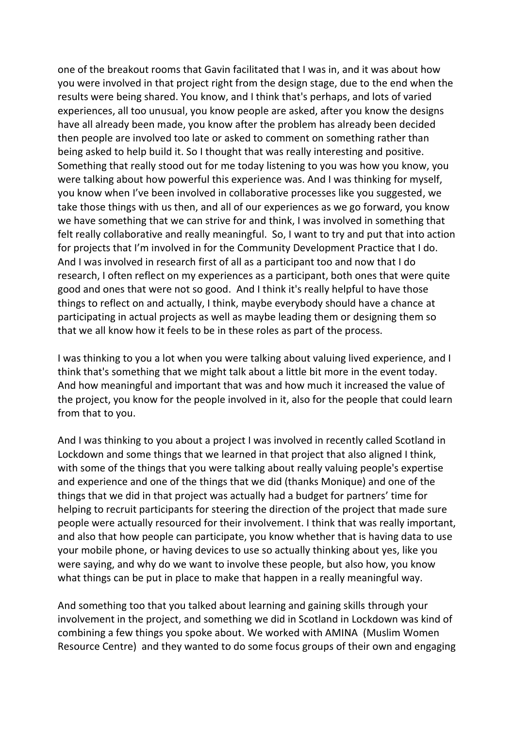one of the breakout rooms that Gavin facilitated that I was in, and it was about how you were involved in that project right from the design stage, due to the end when the results were being shared. You know, and I think that's perhaps, and lots of varied experiences, all too unusual, you know people are asked, after you know the designs have all already been made, you know after the problem has already been decided then people are involved too late or asked to comment on something rather than being asked to help build it. So I thought that was really interesting and positive. Something that really stood out for me today listening to you was how you know, you were talking about how powerful this experience was. And I was thinking for myself, you know when I've been involved in collaborative processes like you suggested, we take those things with us then, and all of our experiences as we go forward, you know we have something that we can strive for and think, I was involved in something that felt really collaborative and really meaningful. So, I want to try and put that into action for projects that I'm involved in for the Community Development Practice that I do. And I was involved in research first of all as a participant too and now that I do research, I often reflect on my experiences as a participant, both ones that were quite good and ones that were not so good. And I think it's really helpful to have those things to reflect on and actually, I think, maybe everybody should have a chance at participating in actual projects as well as maybe leading them or designing them so that we all know how it feels to be in these roles as part of the process.

I was thinking to you a lot when you were talking about valuing lived experience, and I think that's something that we might talk about a little bit more in the event today. And how meaningful and important that was and how much it increased the value of the project, you know for the people involved in it, also for the people that could learn from that to you.

And I was thinking to you about a project I was involved in recently called Scotland in Lockdown and some things that we learned in that project that also aligned I think, with some of the things that you were talking about really valuing people's expertise and experience and one of the things that we did (thanks Monique) and one of the things that we did in that project was actually had a budget for partners' time for helping to recruit participants for steering the direction of the project that made sure people were actually resourced for their involvement. I think that was really important, and also that how people can participate, you know whether that is having data to use your mobile phone, or having devices to use so actually thinking about yes, like you were saying, and why do we want to involve these people, but also how, you know what things can be put in place to make that happen in a really meaningful way.

And something too that you talked about learning and gaining skills through your involvement in the project, and something we did in Scotland in Lockdown was kind of combining a few things you spoke about. We worked with AMINA (Muslim Women Resource Centre) and they wanted to do some focus groups of their own and engaging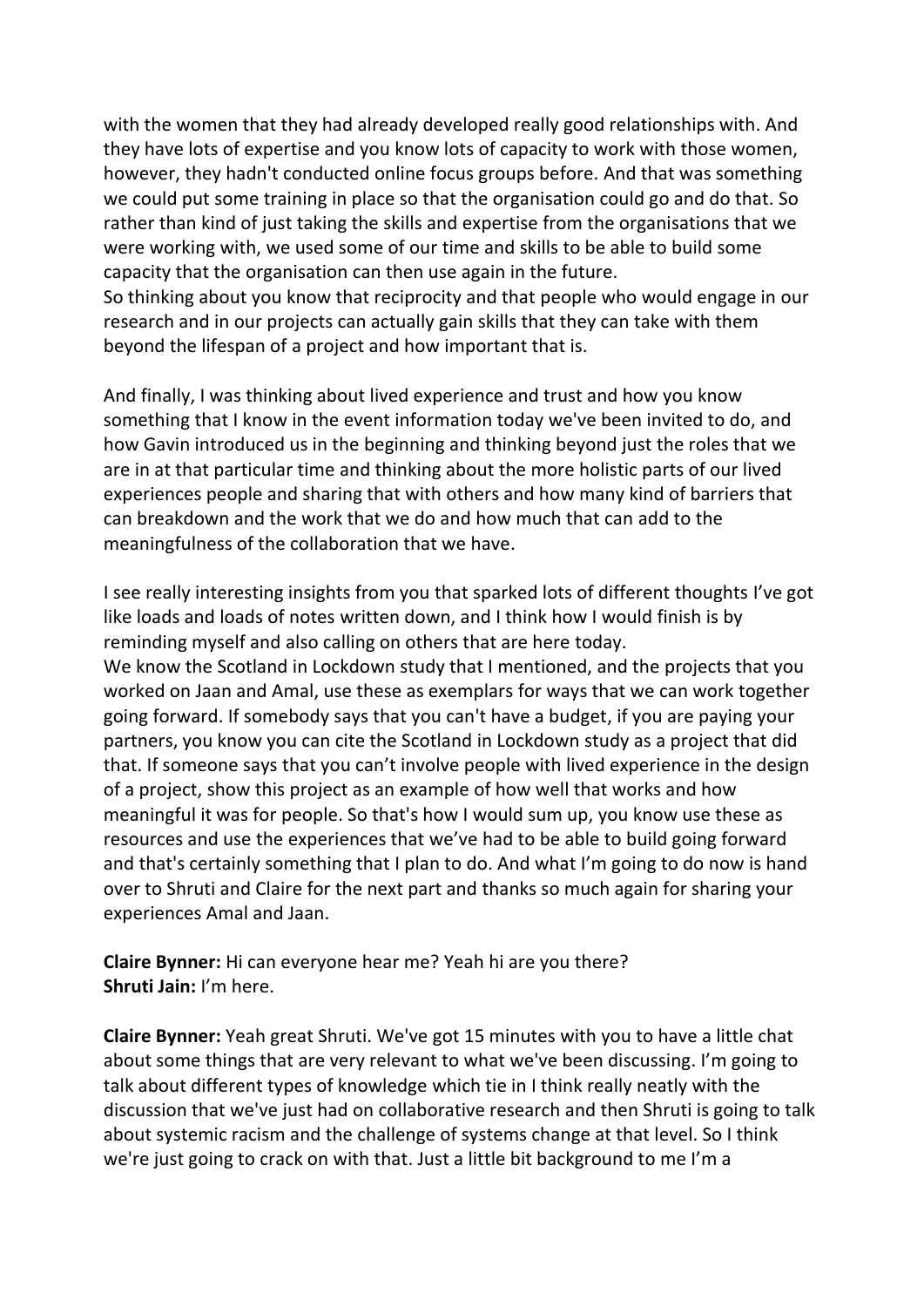with the women that they had already developed really good relationships with. And they have lots of expertise and you know lots of capacity to work with those women, however, they hadn't conducted online focus groups before. And that was something we could put some training in place so that the organisation could go and do that. So rather than kind of just taking the skills and expertise from the organisations that we were working with, we used some of our time and skills to be able to build some capacity that the organisation can then use again in the future.
So thinking about you know that reciprocity and that people who would engage in our research and in our projects can actually gain skills that they can take with them beyond the lifespan of a project and how important that is.

And finally, I was thinking about lived experience and trust and how you know something that I know in the event information today we've been invited to do, and how Gavin introduced us in the beginning and thinking beyond just the roles that we are in at that particular time and thinking about the more holistic parts of our lived experiences people and sharing that with others and how many kind of barriers that can breakdown and the work that we do and how much that can add to the meaningfulness of the collaboration that we have.

I see really interesting insights from you that sparked lots of different thoughts I've got like loads and loads of notes written down, and I think how I would finish is by reminding myself and also calling on others that are here today.
We know the Scotland in Lockdown study that I mentioned, and the projects that you worked on Jaan and Amal, use these as exemplars for ways that we can work together going forward. If somebody says that you can't have a budget, if you are paying your partners, you know you can cite the Scotland in Lockdown study as a project that did that. If someone says that you can't involve people with lived experience in the design of a project, show this project as an example of how well that works and how meaningful it was for people. So that's how I would sum up, you know use these as resources and use the experiences that we've had to be able to build going forward and that's certainly something that I plan to do. And what I'm going to do now is hand over to Shruti and Claire for the next part and thanks so much again for sharing your experiences Amal and Jaan.

**Claire Bynner:** Hi can everyone hear me? Yeah hi are you there?
**Shruti Jain:** I'm here.

**Claire Bynner:** Yeah great Shruti. We've got 15 minutes with you to have a little chat about some things that are very relevant to what we've been discussing. I'm going to talk about different types of knowledge which tie in I think really neatly with the discussion that we've just had on collaborative research and then Shruti is going to talk about systemic racism and the challenge of systems change at that level. So I think we're just going to crack on with that. Just a little bit background to me I'm a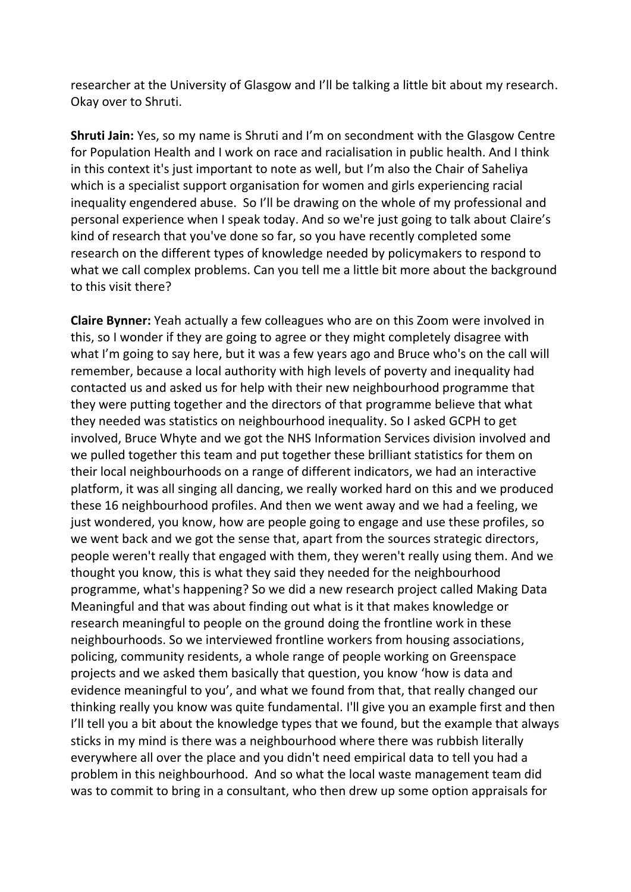researcher at the University of Glasgow and I'll be talking a little bit about my research. Okay over to Shruti.

**Shruti Jain:** Yes, so my name is Shruti and I'm on secondment with the Glasgow Centre for Population Health and I work on race and racialisation in public health. And I think in this context it's just important to note as well, but I'm also the Chair of Saheliya which is a specialist support organisation for women and girls experiencing racial inequality engendered abuse. So I'll be drawing on the whole of my professional and personal experience when I speak today. And so we're just going to talk about Claire's kind of research that you've done so far, so you have recently completed some research on the different types of knowledge needed by policymakers to respond to what we call complex problems. Can you tell me a little bit more about the background to this visit there?

**Claire Bynner:** Yeah actually a few colleagues who are on this Zoom were involved in this, so I wonder if they are going to agree or they might completely disagree with what I'm going to say here, but it was a few years ago and Bruce who's on the call will remember, because a local authority with high levels of poverty and inequality had contacted us and asked us for help with their new neighbourhood programme that they were putting together and the directors of that programme believe that what they needed was statistics on neighbourhood inequality. So I asked GCPH to get involved, Bruce Whyte and we got the NHS Information Services division involved and we pulled together this team and put together these brilliant statistics for them on their local neighbourhoods on a range of different indicators, we had an interactive platform, it was all singing all dancing, we really worked hard on this and we produced these 16 neighbourhood profiles. And then we went away and we had a feeling, we just wondered, you know, how are people going to engage and use these profiles, so we went back and we got the sense that, apart from the sources strategic directors, people weren't really that engaged with them, they weren't really using them. And we thought you know, this is what they said they needed for the neighbourhood programme, what's happening? So we did a new research project called Making Data Meaningful and that was about finding out what is it that makes knowledge or research meaningful to people on the ground doing the frontline work in these neighbourhoods. So we interviewed frontline workers from housing associations, policing, community residents, a whole range of people working on Greenspace projects and we asked them basically that question, you know 'how is data and evidence meaningful to you', and what we found from that, that really changed our thinking really you know was quite fundamental. I'll give you an example first and then I'll tell you a bit about the knowledge types that we found, but the example that always sticks in my mind is there was a neighbourhood where there was rubbish literally everywhere all over the place and you didn't need empirical data to tell you had a problem in this neighbourhood. And so what the local waste management team did was to commit to bring in a consultant, who then drew up some option appraisals for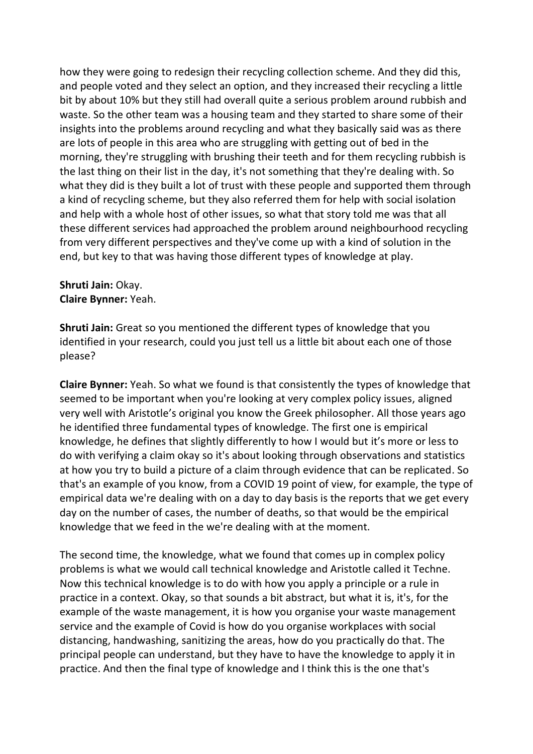how they were going to redesign their recycling collection scheme. And they did this, and people voted and they select an option, and they increased their recycling a little bit by about 10% but they still had overall quite a serious problem around rubbish and waste. So the other team was a housing team and they started to share some of their insights into the problems around recycling and what they basically said was as there are lots of people in this area who are struggling with getting out of bed in the morning, they're struggling with brushing their teeth and for them recycling rubbish is the last thing on their list in the day, it's not something that they're dealing with. So what they did is they built a lot of trust with these people and supported them through a kind of recycling scheme, but they also referred them for help with social isolation and help with a whole host of other issues, so what that story told me was that all these different services had approached the problem around neighbourhood recycling from very different perspectives and they've come up with a kind of solution in the end, but key to that was having those different types of knowledge at play.

**Shruti Jain:** Okay.
**Claire Bynner:** Yeah.

**Shruti Jain:** Great so you mentioned the different types of knowledge that you identified in your research, could you just tell us a little bit about each one of those please?

**Claire Bynner:** Yeah. So what we found is that consistently the types of knowledge that seemed to be important when you're looking at very complex policy issues, aligned very well with Aristotle's original you know the Greek philosopher. All those years ago he identified three fundamental types of knowledge. The first one is empirical knowledge, he defines that slightly differently to how I would but it's more or less to do with verifying a claim okay so it's about looking through observations and statistics at how you try to build a picture of a claim through evidence that can be replicated. So that's an example of you know, from a COVID 19 point of view, for example, the type of empirical data we're dealing with on a day to day basis is the reports that we get every day on the number of cases, the number of deaths, so that would be the empirical knowledge that we feed in the we're dealing with at the moment.

The second time, the knowledge, what we found that comes up in complex policy problems is what we would call technical knowledge and Aristotle called it Techne. Now this technical knowledge is to do with how you apply a principle or a rule in practice in a context. Okay, so that sounds a bit abstract, but what it is, it's, for the example of the waste management, it is how you organise your waste management service and the example of Covid is how do you organise workplaces with social distancing, handwashing, sanitizing the areas, how do you practically do that. The principal people can understand, but they have to have the knowledge to apply it in practice. And then the final type of knowledge and I think this is the one that's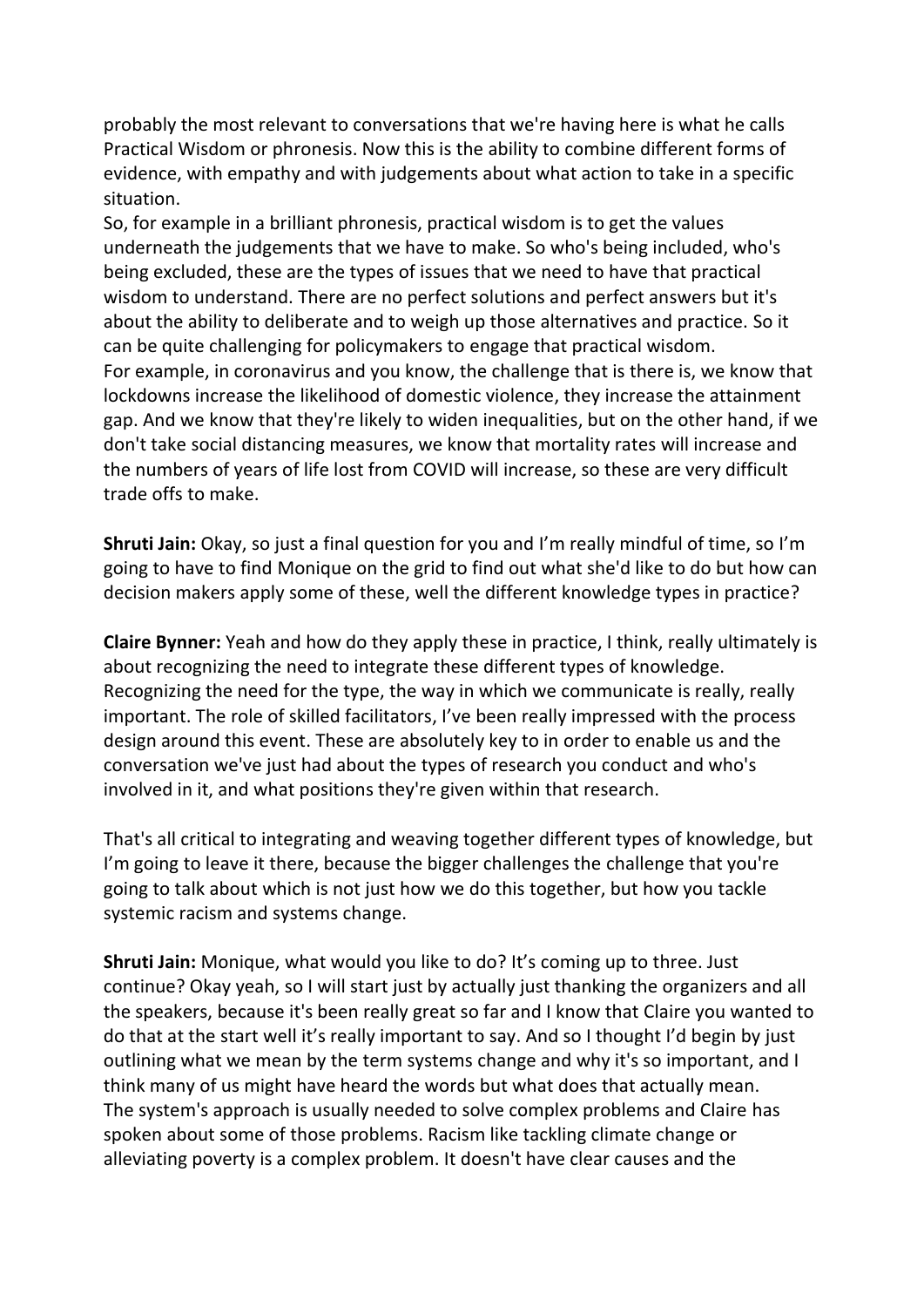probably the most relevant to conversations that we're having here is what he calls Practical Wisdom or phronesis. Now this is the ability to combine different forms of evidence, with empathy and with judgements about what action to take in a specific situation.
So, for example in a brilliant phronesis, practical wisdom is to get the values underneath the judgements that we have to make. So who's being included, who's being excluded, these are the types of issues that we need to have that practical wisdom to understand. There are no perfect solutions and perfect answers but it's about the ability to deliberate and to weigh up those alternatives and practice. So it can be quite challenging for policymakers to engage that practical wisdom.
For example, in coronavirus and you know, the challenge that is there is, we know that lockdowns increase the likelihood of domestic violence, they increase the attainment gap. And we know that they're likely to widen inequalities, but on the other hand, if we don't take social distancing measures, we know that mortality rates will increase and the numbers of years of life lost from COVID will increase, so these are very difficult trade offs to make.

**Shruti Jain:** Okay, so just a final question for you and I'm really mindful of time, so I'm going to have to find Monique on the grid to find out what she'd like to do but how can decision makers apply some of these, well the different knowledge types in practice?

**Claire Bynner:** Yeah and how do they apply these in practice, I think, really ultimately is about recognizing the need to integrate these different types of knowledge. Recognizing the need for the type, the way in which we communicate is really, really important. The role of skilled facilitators, I've been really impressed with the process design around this event. These are absolutely key to in order to enable us and the conversation we've just had about the types of research you conduct and who's involved in it, and what positions they're given within that research.

That's all critical to integrating and weaving together different types of knowledge, but I'm going to leave it there, because the bigger challenges the challenge that you're going to talk about which is not just how we do this together, but how you tackle systemic racism and systems change.

**Shruti Jain:** Monique, what would you like to do? It's coming up to three. Just continue? Okay yeah, so I will start just by actually just thanking the organizers and all the speakers, because it's been really great so far and I know that Claire you wanted to do that at the start well it's really important to say. And so I thought I'd begin by just outlining what we mean by the term systems change and why it's so important, and I think many of us might have heard the words but what does that actually mean.
The system's approach is usually needed to solve complex problems and Claire has spoken about some of those problems. Racism like tackling climate change or alleviating poverty is a complex problem. It doesn't have clear causes and the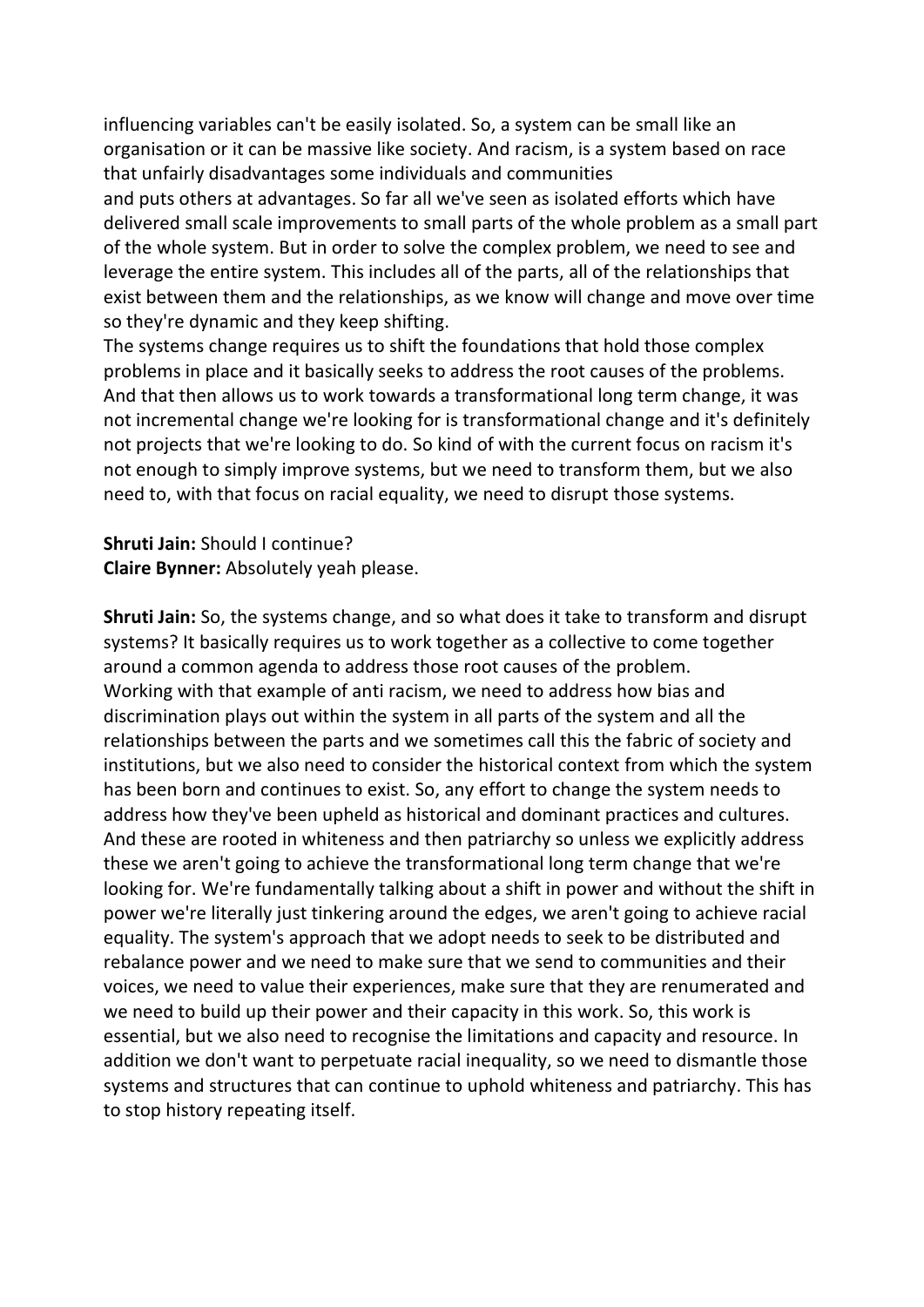influencing variables can't be easily isolated. So, a system can be small like an organisation or it can be massive like society. And racism, is a system based on race that unfairly disadvantages some individuals and communities
and puts others at advantages. So far all we've seen as isolated efforts which have delivered small scale improvements to small parts of the whole problem as a small part of the whole system. But in order to solve the complex problem, we need to see and leverage the entire system. This includes all of the parts, all of the relationships that exist between them and the relationships, as we know will change and move over time so they're dynamic and they keep shifting.
The systems change requires us to shift the foundations that hold those complex problems in place and it basically seeks to address the root causes of the problems. And that then allows us to work towards a transformational long term change, it was not incremental change we're looking for is transformational change and it's definitely not projects that we're looking to do. So kind of with the current focus on racism it's not enough to simply improve systems, but we need to transform them, but we also need to, with that focus on racial equality, we need to disrupt those systems.

**Shruti Jain:** Should I continue?
**Claire Bynner:** Absolutely yeah please.

**Shruti Jain:** So, the systems change, and so what does it take to transform and disrupt systems? It basically requires us to work together as a collective to come together around a common agenda to address those root causes of the problem.
Working with that example of anti racism, we need to address how bias and discrimination plays out within the system in all parts of the system and all the relationships between the parts and we sometimes call this the fabric of society and institutions, but we also need to consider the historical context from which the system has been born and continues to exist. So, any effort to change the system needs to address how they've been upheld as historical and dominant practices and cultures. And these are rooted in whiteness and then patriarchy so unless we explicitly address these we aren't going to achieve the transformational long term change that we're looking for. We're fundamentally talking about a shift in power and without the shift in power we're literally just tinkering around the edges, we aren't going to achieve racial equality. The system's approach that we adopt needs to seek to be distributed and rebalance power and we need to make sure that we send to communities and their voices, we need to value their experiences, make sure that they are renumerated and we need to build up their power and their capacity in this work. So, this work is essential, but we also need to recognise the limitations and capacity and resource. In addition we don't want to perpetuate racial inequality, so we need to dismantle those systems and structures that can continue to uphold whiteness and patriarchy. This has to stop history repeating itself.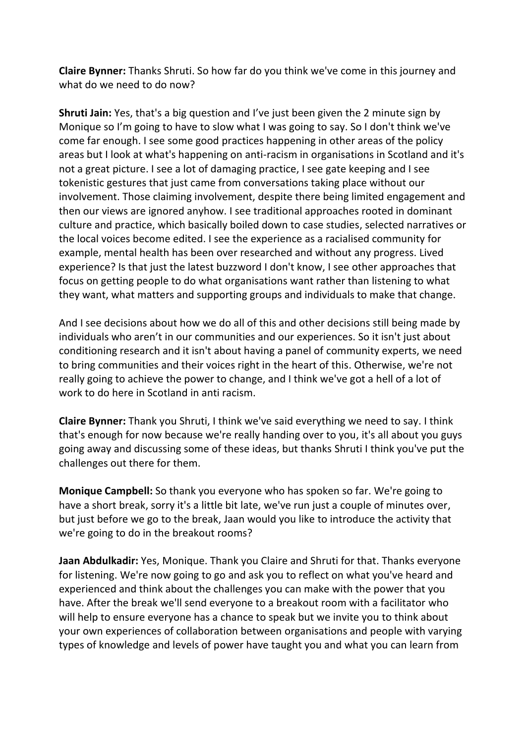**Claire Bynner:** Thanks Shruti. So how far do you think we've come in this journey and what do we need to do now?

**Shruti Jain:** Yes, that's a big question and I've just been given the 2 minute sign by Monique so I'm going to have to slow what I was going to say. So I don't think we've come far enough. I see some good practices happening in other areas of the policy areas but I look at what's happening on anti-racism in organisations in Scotland and it's not a great picture. I see a lot of damaging practice, I see gate keeping and I see tokenistic gestures that just came from conversations taking place without our involvement. Those claiming involvement, despite there being limited engagement and then our views are ignored anyhow. I see traditional approaches rooted in dominant culture and practice, which basically boiled down to case studies, selected narratives or the local voices become edited. I see the experience as a racialised community for example, mental health has been over researched and without any progress. Lived experience? Is that just the latest buzzword I don't know, I see other approaches that focus on getting people to do what organisations want rather than listening to what they want, what matters and supporting groups and individuals to make that change.

And I see decisions about how we do all of this and other decisions still being made by individuals who aren't in our communities and our experiences. So it isn't just about conditioning research and it isn't about having a panel of community experts, we need to bring communities and their voices right in the heart of this. Otherwise, we're not really going to achieve the power to change, and I think we've got a hell of a lot of work to do here in Scotland in anti racism.

**Claire Bynner:** Thank you Shruti, I think we've said everything we need to say. I think that's enough for now because we're really handing over to you, it's all about you guys going away and discussing some of these ideas, but thanks Shruti I think you've put the challenges out there for them.

**Monique Campbell:** So thank you everyone who has spoken so far. We're going to have a short break, sorry it's a little bit late, we've run just a couple of minutes over, but just before we go to the break, Jaan would you like to introduce the activity that we're going to do in the breakout rooms?

**Jaan Abdulkadir:** Yes, Monique. Thank you Claire and Shruti for that. Thanks everyone for listening. We're now going to go and ask you to reflect on what you've heard and experienced and think about the challenges you can make with the power that you have. After the break we'll send everyone to a breakout room with a facilitator who will help to ensure everyone has a chance to speak but we invite you to think about your own experiences of collaboration between organisations and people with varying types of knowledge and levels of power have taught you and what you can learn from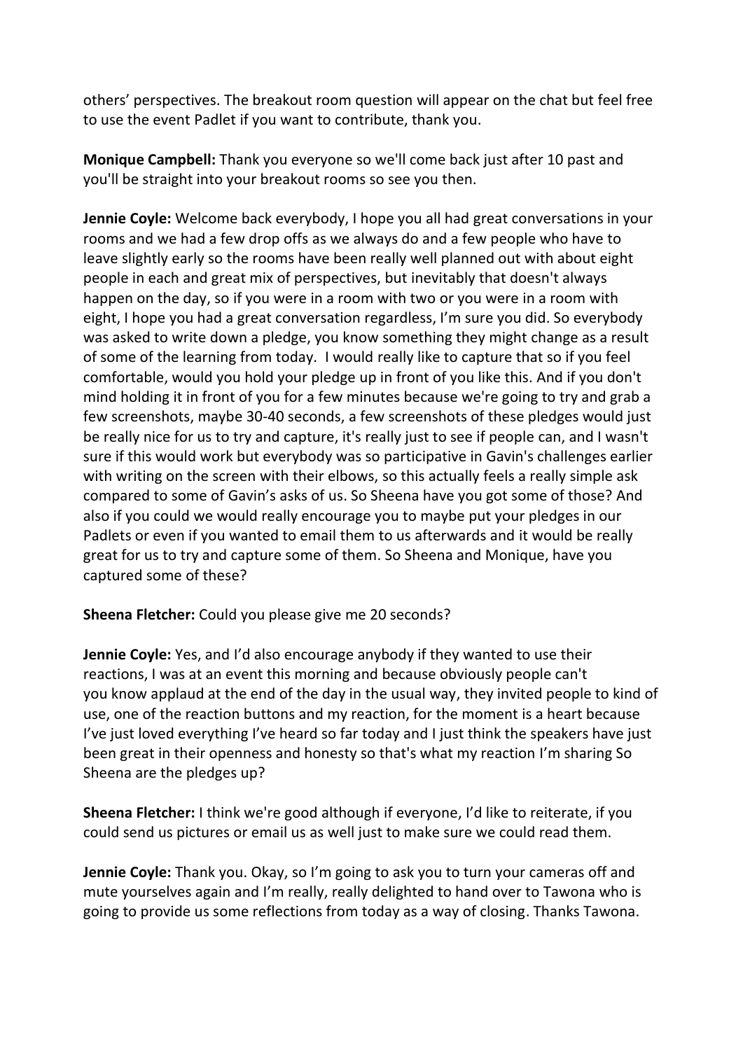others' perspectives. The breakout room question will appear on the chat but feel free to use the event Padlet if you want to contribute, thank you.

**Monique Campbell:** Thank you everyone so we'll come back just after 10 past and you'll be straight into your breakout rooms so see you then.

**Jennie Coyle:** Welcome back everybody, I hope you all had great conversations in your rooms and we had a few drop offs as we always do and a few people who have to leave slightly early so the rooms have been really well planned out with about eight people in each and great mix of perspectives, but inevitably that doesn't always happen on the day, so if you were in a room with two or you were in a room with eight, I hope you had a great conversation regardless, I'm sure you did. So everybody was asked to write down a pledge, you know something they might change as a result of some of the learning from today. I would really like to capture that so if you feel comfortable, would you hold your pledge up in front of you like this. And if you don't mind holding it in front of you for a few minutes because we're going to try and grab a few screenshots, maybe 30-40 seconds, a few screenshots of these pledges would just be really nice for us to try and capture, it's really just to see if people can, and I wasn't sure if this would work but everybody was so participative in Gavin's challenges earlier with writing on the screen with their elbows, so this actually feels a really simple ask compared to some of Gavin's asks of us. So Sheena have you got some of those? And also if you could we would really encourage you to maybe put your pledges in our Padlets or even if you wanted to email them to us afterwards and it would be really great for us to try and capture some of them. So Sheena and Monique, have you captured some of these?

**Sheena Fletcher:** Could you please give me 20 seconds?

**Jennie Coyle:** Yes, and I'd also encourage anybody if they wanted to use their reactions, I was at an event this morning and because obviously people can't you know applaud at the end of the day in the usual way, they invited people to kind of use, one of the reaction buttons and my reaction, for the moment is a heart because I've just loved everything I've heard so far today and I just think the speakers have just been great in their openness and honesty so that's what my reaction I'm sharing So Sheena are the pledges up?

**Sheena Fletcher:** I think we're good although if everyone, I'd like to reiterate, if you could send us pictures or email us as well just to make sure we could read them.

**Jennie Coyle:** Thank you. Okay, so I'm going to ask you to turn your cameras off and mute yourselves again and I'm really, really delighted to hand over to Tawona who is going to provide us some reflections from today as a way of closing. Thanks Tawona.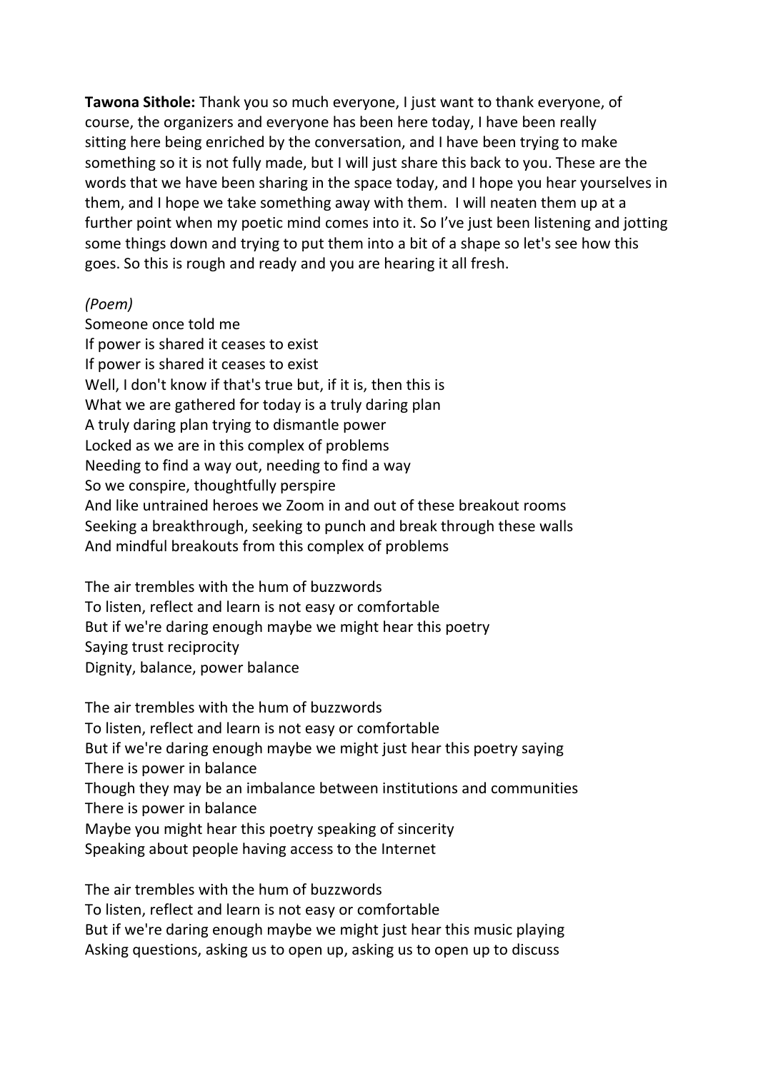**Tawona Sithole:** Thank you so much everyone, I just want to thank everyone, of course, the organizers and everyone has been here today, I have been really sitting here being enriched by the conversation, and I have been trying to make something so it is not fully made, but I will just share this back to you. These are the words that we have been sharing in the space today, and I hope you hear yourselves in them, and I hope we take something away with them. I will neaten them up at a further point when my poetic mind comes into it. So I've just been listening and jotting some things down and trying to put them into a bit of a shape so let's see how this goes. So this is rough and ready and you are hearing it all fresh.

*(Poem)*

Someone once told me
If power is shared it ceases to exist
If power is shared it ceases to exist
Well, I don't know if that's true but, if it is, then this is
What we are gathered for today is a truly daring plan
A truly daring plan trying to dismantle power
Locked as we are in this complex of problems
Needing to find a way out, needing to find a way
So we conspire, thoughtfully perspire
And like untrained heroes we Zoom in and out of these breakout rooms
Seeking a breakthrough, seeking to punch and break through these walls
And mindful breakouts from this complex of problems

The air trembles with the hum of buzzwords
To listen, reflect and learn is not easy or comfortable
But if we're daring enough maybe we might hear this poetry
Saying trust reciprocity
Dignity, balance, power balance

The air trembles with the hum of buzzwords
To listen, reflect and learn is not easy or comfortable
But if we're daring enough maybe we might just hear this poetry saying
There is power in balance
Though they may be an imbalance between institutions and communities
There is power in balance
Maybe you might hear this poetry speaking of sincerity
Speaking about people having access to the Internet

The air trembles with the hum of buzzwords
To listen, reflect and learn is not easy or comfortable
But if we're daring enough maybe we might just hear this music playing
Asking questions, asking us to open up, asking us to open up to discuss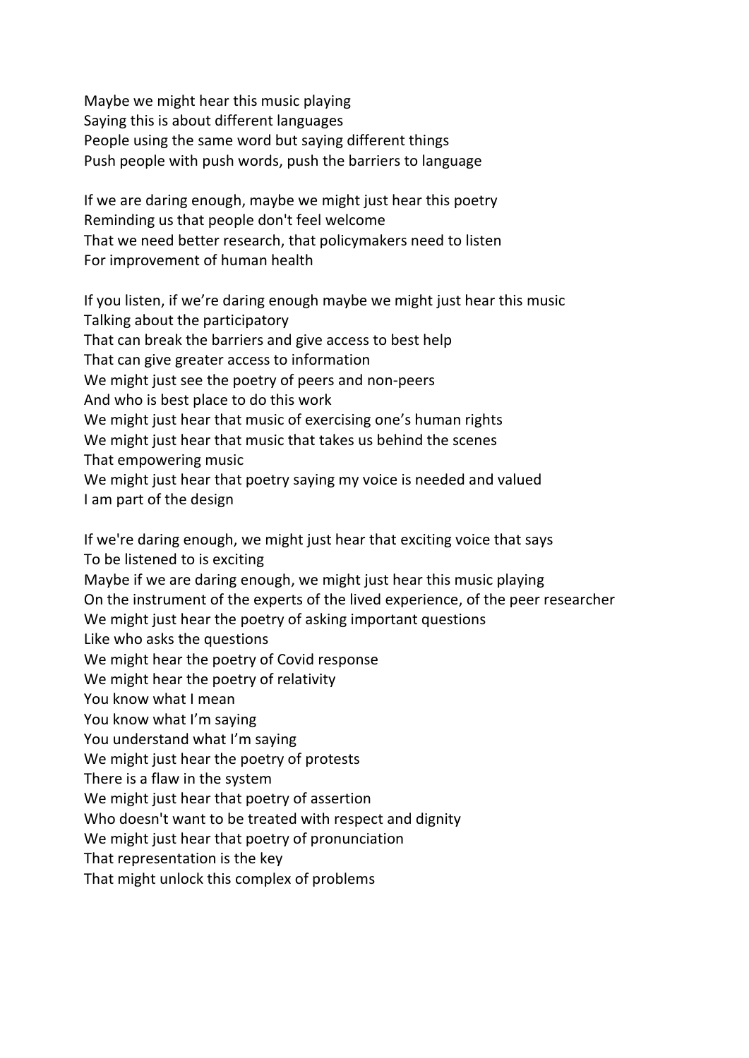Maybe we might hear this music playing  
Saying this is about different languages  
People using the same word but saying different things  
Push people with push words, push the barriers to language

If we are daring enough, maybe we might just hear this poetry  
Reminding us that people don't feel welcome  
That we need better research, that policymakers need to listen  
For improvement of human health

If you listen, if we're daring enough maybe we might just hear this music  
Talking about the participatory  
That can break the barriers and give access to best help  
That can give greater access to information  
We might just see the poetry of peers and non-peers  
And who is best place to do this work  
We might just hear that music of exercising one's human rights  
We might just hear that music that takes us behind the scenes  
That empowering music  
We might just hear that poetry saying my voice is needed and valued  
I am part of the design

If we're daring enough, we might just hear that exciting voice that says  
To be listened to is exciting  
Maybe if we are daring enough, we might just hear this music playing  
On the instrument of the experts of the lived experience, of the peer researcher  
We might just hear the poetry of asking important questions  
Like who asks the questions  
We might hear the poetry of Covid response  
We might hear the poetry of relativity  
You know what I mean  
You know what I'm saying  
You understand what I'm saying  
We might just hear the poetry of protests  
There is a flaw in the system  
We might just hear that poetry of assertion  
Who doesn't want to be treated with respect and dignity  
We might just hear that poetry of pronunciation  
That representation is the key  
That might unlock this complex of problems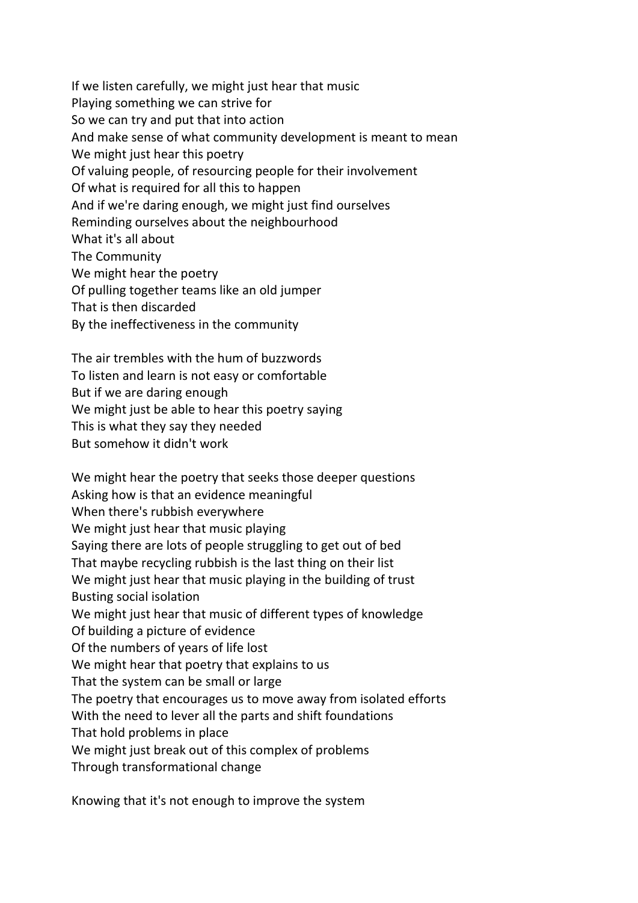If we listen carefully, we might just hear that music
Playing something we can strive for
So we can try and put that into action
And make sense of what community development is meant to mean
We might just hear this poetry
Of valuing people, of resourcing people for their involvement
Of what is required for all this to happen
And if we're daring enough, we might just find ourselves
Reminding ourselves about the neighbourhood
What it's all about
The Community
We might hear the poetry
Of pulling together teams like an old jumper
That is then discarded
By the ineffectiveness in the community

The air trembles with the hum of buzzwords
To listen and learn is not easy or comfortable
But if we are daring enough
We might just be able to hear this poetry saying
This is what they say they needed
But somehow it didn't work

We might hear the poetry that seeks those deeper questions
Asking how is that an evidence meaningful
When there's rubbish everywhere
We might just hear that music playing
Saying there are lots of people struggling to get out of bed
That maybe recycling rubbish is the last thing on their list
We might just hear that music playing in the building of trust
Busting social isolation
We might just hear that music of different types of knowledge
Of building a picture of evidence
Of the numbers of years of life lost
We might hear that poetry that explains to us
That the system can be small or large
The poetry that encourages us to move away from isolated efforts
With the need to lever all the parts and shift foundations
That hold problems in place
We might just break out of this complex of problems
Through transformational change

Knowing that it's not enough to improve the system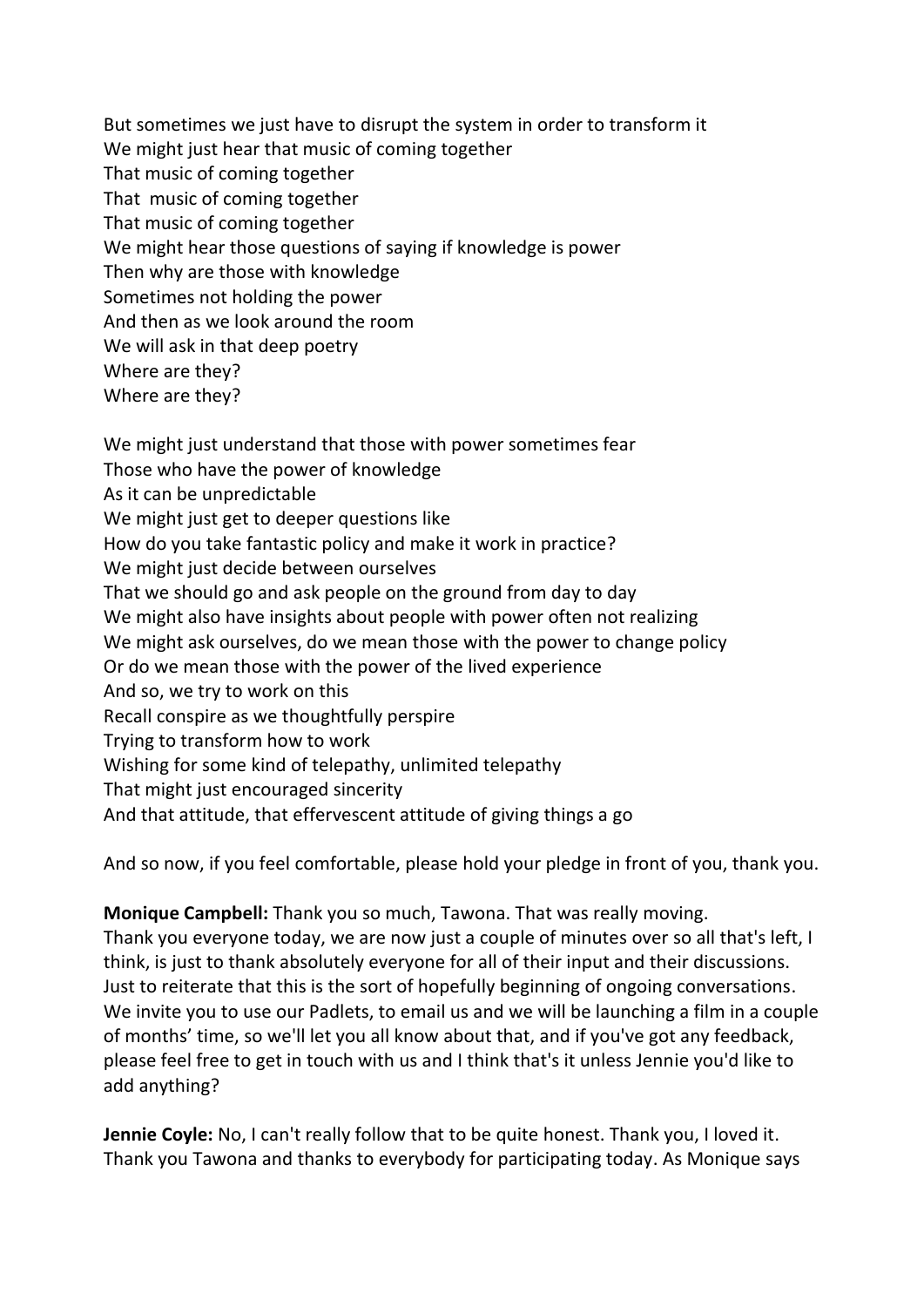But sometimes we just have to disrupt the system in order to transform it
We might just hear that music of coming together
That music of coming together
That music of coming together
That music of coming together
We might hear those questions of saying if knowledge is power
Then why are those with knowledge
Sometimes not holding the power
And then as we look around the room
We will ask in that deep poetry
Where are they?
Where are they?

We might just understand that those with power sometimes fear
Those who have the power of knowledge
As it can be unpredictable
We might just get to deeper questions like
How do you take fantastic policy and make it work in practice?
We might just decide between ourselves
That we should go and ask people on the ground from day to day
We might also have insights about people with power often not realizing
We might ask ourselves, do we mean those with the power to change policy
Or do we mean those with the power of the lived experience
And so, we try to work on this
Recall conspire as we thoughtfully perspire
Trying to transform how to work
Wishing for some kind of telepathy, unlimited telepathy
That might just encouraged sincerity
And that attitude, that effervescent attitude of giving things a go

And so now, if you feel comfortable, please hold your pledge in front of you, thank you.

**Monique Campbell:** Thank you so much, Tawona. That was really moving.
Thank you everyone today, we are now just a couple of minutes over so all that's left, I think, is just to thank absolutely everyone for all of their input and their discussions. Just to reiterate that this is the sort of hopefully beginning of ongoing conversations. We invite you to use our Padlets, to email us and we will be launching a film in a couple of months' time, so we'll let you all know about that, and if you've got any feedback, please feel free to get in touch with us and I think that's it unless Jennie you'd like to add anything?

**Jennie Coyle:** No, I can't really follow that to be quite honest. Thank you, I loved it. Thank you Tawona and thanks to everybody for participating today. As Monique says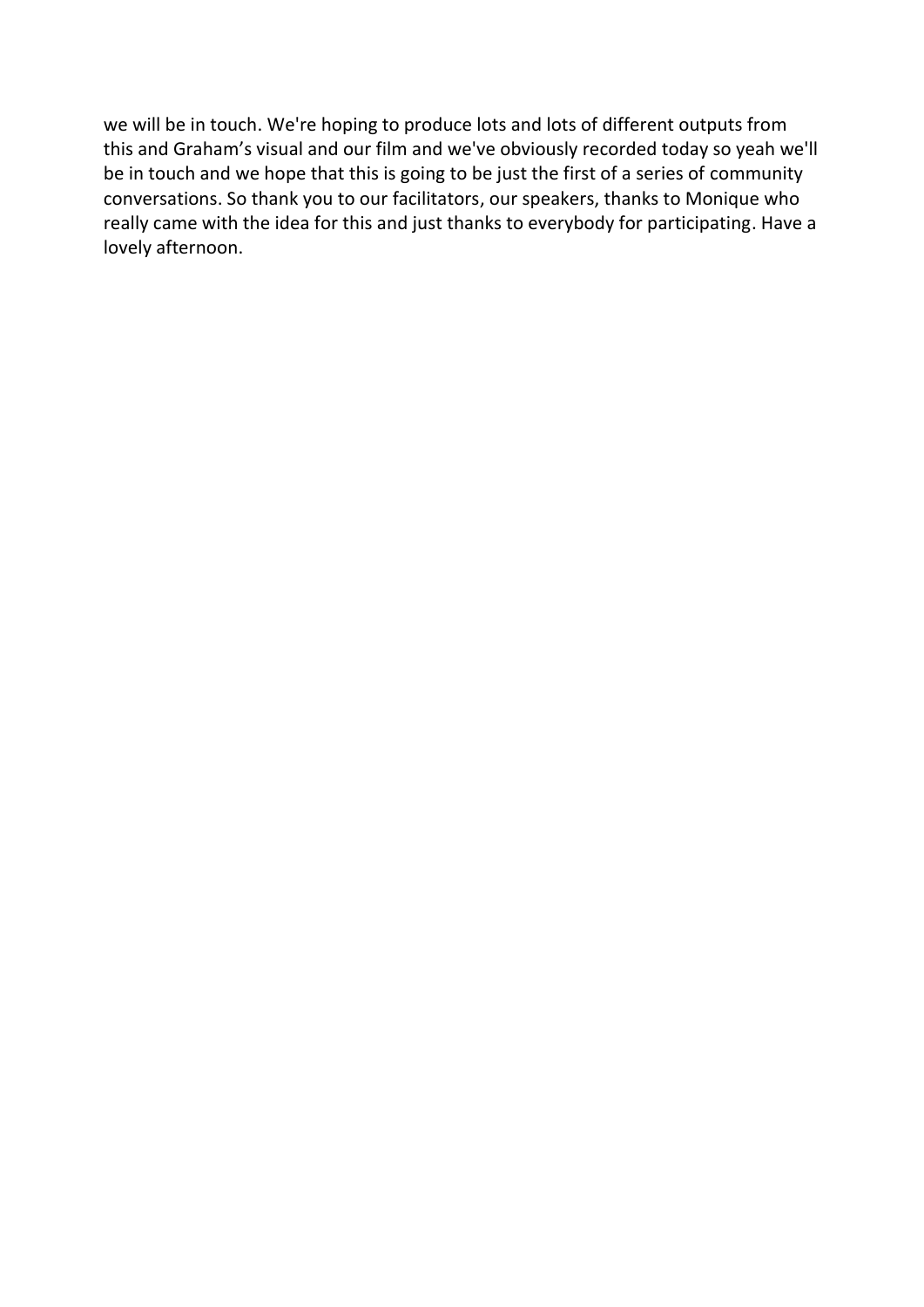we will be in touch. We're hoping to produce lots and lots of different outputs from this and Graham's visual and our film and we've obviously recorded today so yeah we'll be in touch and we hope that this is going to be just the first of a series of community conversations. So thank you to our facilitators, our speakers, thanks to Monique who really came with the idea for this and just thanks to everybody for participating. Have a lovely afternoon.